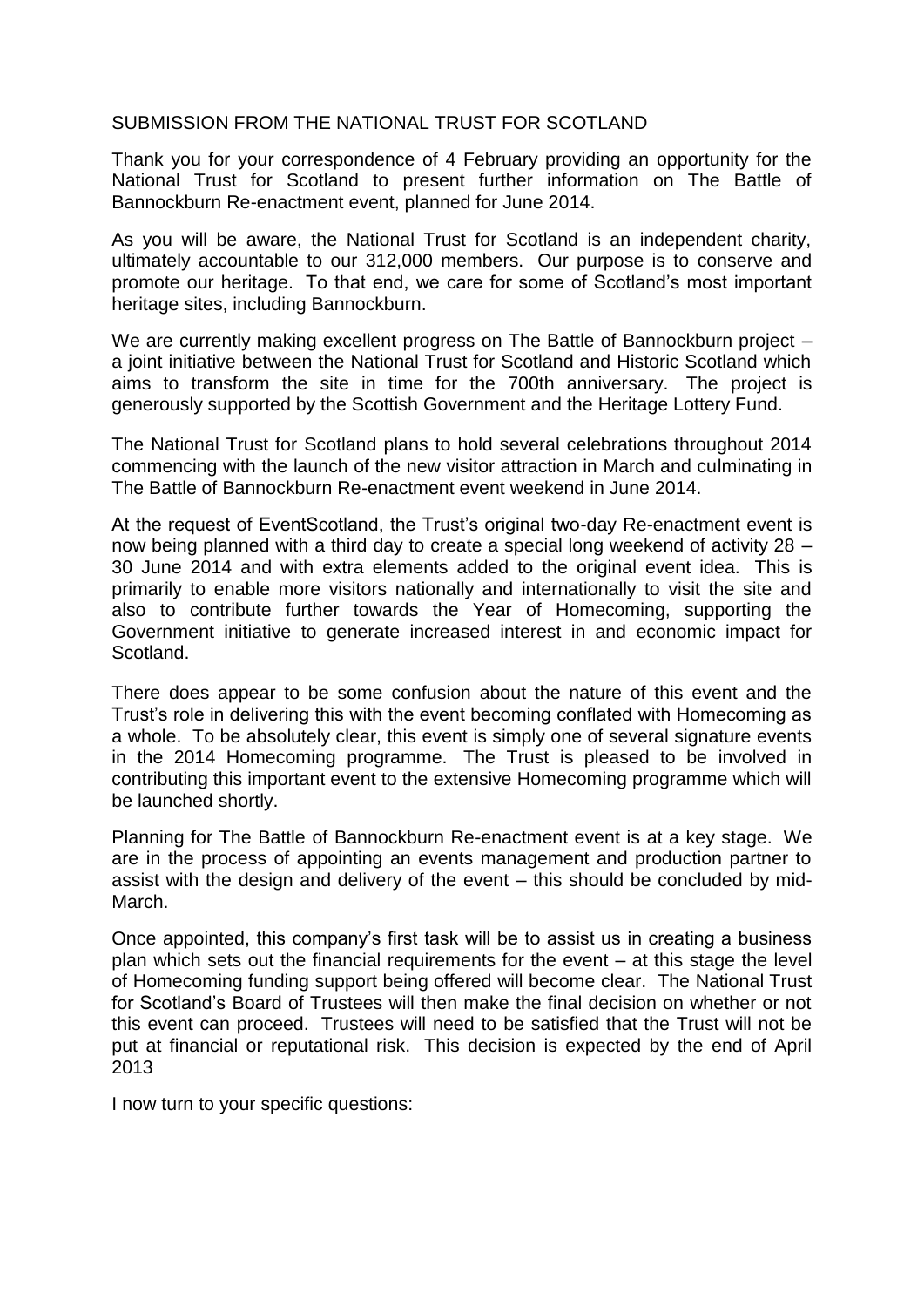SUBMISSION FROM THE NATIONAL TRUST FOR SCOTLAND

Thank you for your correspondence of 4 February providing an opportunity for the National Trust for Scotland to present further information on The Battle of Bannockburn Re-enactment event, planned for June 2014.

As you will be aware, the National Trust for Scotland is an independent charity, ultimately accountable to our 312,000 members. Our purpose is to conserve and promote our heritage. To that end, we care for some of Scotland's most important heritage sites, including Bannockburn.

We are currently making excellent progress on The Battle of Bannockburn project – a joint initiative between the National Trust for Scotland and Historic Scotland which aims to transform the site in time for the 700th anniversary. The project is generously supported by the Scottish Government and the Heritage Lottery Fund.

The National Trust for Scotland plans to hold several celebrations throughout 2014 commencing with the launch of the new visitor attraction in March and culminating in The Battle of Bannockburn Re-enactment event weekend in June 2014.

At the request of EventScotland, the Trust's original two-day Re-enactment event is now being planned with a third day to create a special long weekend of activity 28 – 30 June 2014 and with extra elements added to the original event idea. This is primarily to enable more visitors nationally and internationally to visit the site and also to contribute further towards the Year of Homecoming, supporting the Government initiative to generate increased interest in and economic impact for Scotland.

There does appear to be some confusion about the nature of this event and the Trust's role in delivering this with the event becoming conflated with Homecoming as a whole. To be absolutely clear, this event is simply one of several signature events in the 2014 Homecoming programme. The Trust is pleased to be involved in contributing this important event to the extensive Homecoming programme which will be launched shortly.

Planning for The Battle of Bannockburn Re-enactment event is at a key stage. We are in the process of appointing an events management and production partner to assist with the design and delivery of the event – this should be concluded by mid-March.

Once appointed, this company's first task will be to assist us in creating a business plan which sets out the financial requirements for the event – at this stage the level of Homecoming funding support being offered will become clear. The National Trust for Scotland's Board of Trustees will then make the final decision on whether or not this event can proceed. Trustees will need to be satisfied that the Trust will not be put at financial or reputational risk. This decision is expected by the end of April 2013

I now turn to your specific questions: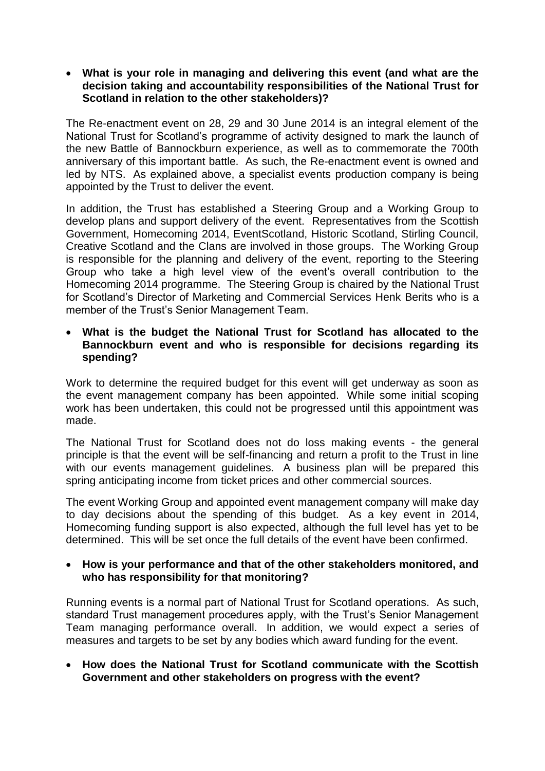- **What is your role in managing and delivering this event (and what are the decision taking and accountability responsibilities of the National Trust for Scotland in relation to the other stakeholders)?**

The Re-enactment event on 28, 29 and 30 June 2014 is an integral element of the National Trust for Scotland's programme of activity designed to mark the launch of the new Battle of Bannockburn experience, as well as to commemorate the 700th anniversary of this important battle. As such, the Re-enactment event is owned and led by NTS. As explained above, a specialist events production company is being appointed by the Trust to deliver the event.

In addition, the Trust has established a Steering Group and a Working Group to develop plans and support delivery of the event. Representatives from the Scottish Government, Homecoming 2014, EventScotland, Historic Scotland, Stirling Council, Creative Scotland and the Clans are involved in those groups. The Working Group is responsible for the planning and delivery of the event, reporting to the Steering Group who take a high level view of the event's overall contribution to the Homecoming 2014 programme. The Steering Group is chaired by the National Trust for Scotland's Director of Marketing and Commercial Services Henk Berits who is a member of the Trust's Senior Management Team.

- **What is the budget the National Trust for Scotland has allocated to the Bannockburn event and who is responsible for decisions regarding its spending?**

Work to determine the required budget for this event will get underway as soon as the event management company has been appointed. While some initial scoping work has been undertaken, this could not be progressed until this appointment was made.

The National Trust for Scotland does not do loss making events - the general principle is that the event will be self-financing and return a profit to the Trust in line with our events management guidelines. A business plan will be prepared this spring anticipating income from ticket prices and other commercial sources.

The event Working Group and appointed event management company will make day to day decisions about the spending of this budget. As a key event in 2014, Homecoming funding support is also expected, although the full level has yet to be determined. This will be set once the full details of the event have been confirmed.

- **How is your performance and that of the other stakeholders monitored, and who has responsibility for that monitoring?**

Running events is a normal part of National Trust for Scotland operations. As such, standard Trust management procedures apply, with the Trust's Senior Management Team managing performance overall. In addition, we would expect a series of measures and targets to be set by any bodies which award funding for the event.

- **How does the National Trust for Scotland communicate with the Scottish Government and other stakeholders on progress with the event?**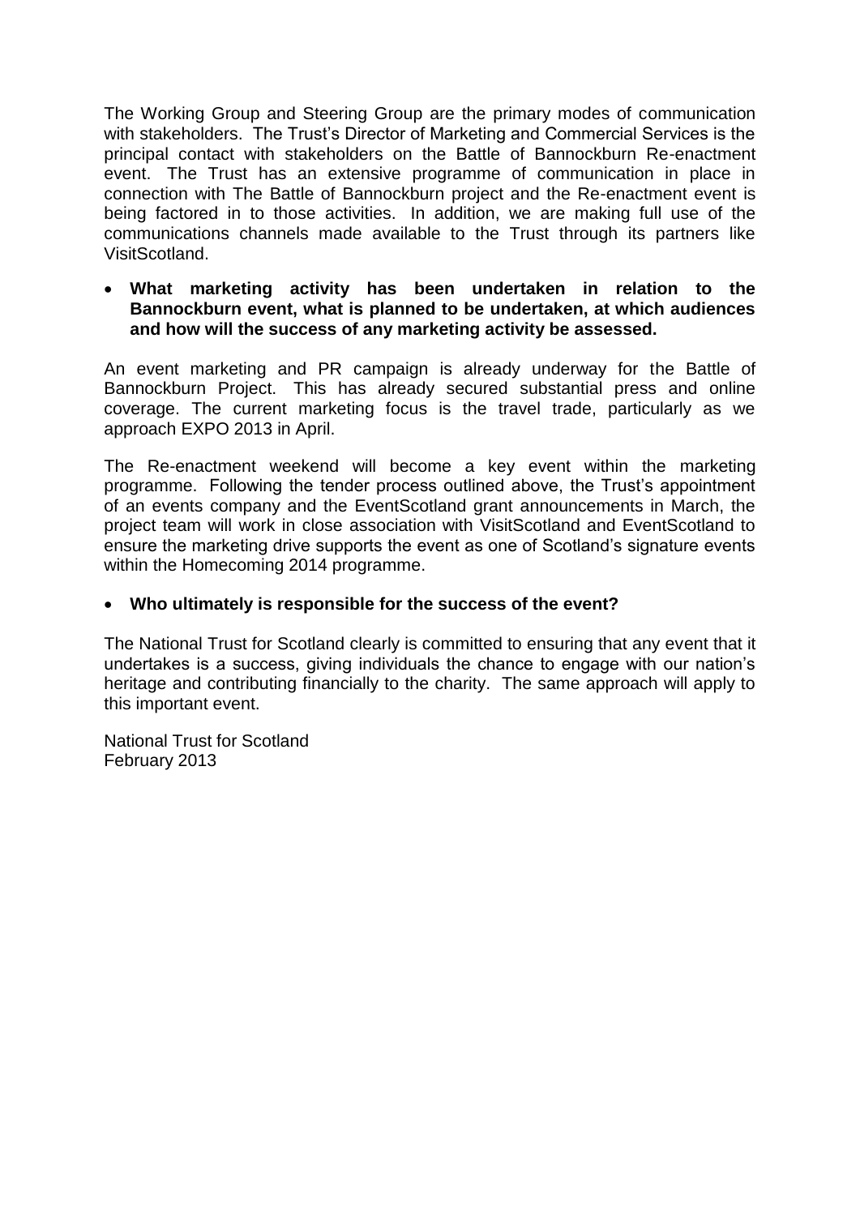The Working Group and Steering Group are the primary modes of communication with stakeholders. The Trust's Director of Marketing and Commercial Services is the principal contact with stakeholders on the Battle of Bannockburn Re-enactment event. The Trust has an extensive programme of communication in place in connection with The Battle of Bannockburn project and the Re-enactment event is being factored in to those activities. In addition, we are making full use of the communications channels made available to the Trust through its partners like VisitScotland.

- **What marketing activity has been undertaken in relation to the Bannockburn event, what is planned to be undertaken, at which audiences and how will the success of any marketing activity be assessed.**

An event marketing and PR campaign is already underway for the Battle of Bannockburn Project. This has already secured substantial press and online coverage. The current marketing focus is the travel trade, particularly as we approach EXPO 2013 in April.

The Re-enactment weekend will become a key event within the marketing programme. Following the tender process outlined above, the Trust's appointment of an events company and the EventScotland grant announcements in March, the project team will work in close association with VisitScotland and EventScotland to ensure the marketing drive supports the event as one of Scotland's signature events within the Homecoming 2014 programme.

- **Who ultimately is responsible for the success of the event?**

The National Trust for Scotland clearly is committed to ensuring that any event that it undertakes is a success, giving individuals the chance to engage with our nation's heritage and contributing financially to the charity. The same approach will apply to this important event.

National Trust for Scotland
February 2013